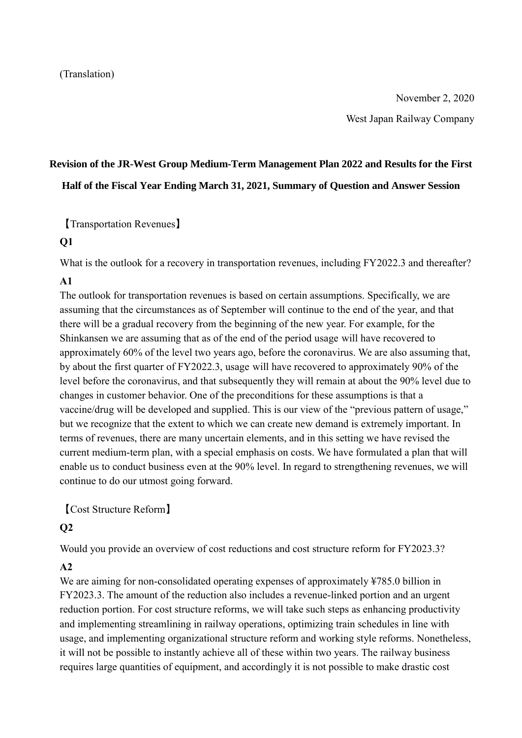(Translation)

November 2, 2020

West Japan Railway Company

# Revision of the JR-West Group Medium-Term Management Plan 2022 and Results for the First Half of the Fiscal Year Ending March 31, 2021, Summary of Question and Answer Session

【Transportation Revenues】

**Q1**

What is the outlook for a recovery in transportation revenues, including FY2022.3 and thereafter?

**A1**

The outlook for transportation revenues is based on certain assumptions. Specifically, we are assuming that the circumstances as of September will continue to the end of the year, and that there will be a gradual recovery from the beginning of the new year. For example, for the Shinkansen we are assuming that as of the end of the period usage will have recovered to approximately 60% of the level two years ago, before the coronavirus. We are also assuming that, by about the first quarter of FY2022.3, usage will have recovered to approximately 90% of the level before the coronavirus, and that subsequently they will remain at about the 90% level due to changes in customer behavior. One of the preconditions for these assumptions is that a vaccine/drug will be developed and supplied. This is our view of the "previous pattern of usage," but we recognize that the extent to which we can create new demand is extremely important. In terms of revenues, there are many uncertain elements, and in this setting we have revised the current medium-term plan, with a special emphasis on costs. We have formulated a plan that will enable us to conduct business even at the 90% level. In regard to strengthening revenues, we will continue to do our utmost going forward.

【Cost Structure Reform】

**Q2**

Would you provide an overview of cost reductions and cost structure reform for FY2023.3?

**A2**

We are aiming for non-consolidated operating expenses of approximately ¥785.0 billion in FY2023.3. The amount of the reduction also includes a revenue-linked portion and an urgent reduction portion. For cost structure reforms, we will take such steps as enhancing productivity and implementing streamlining in railway operations, optimizing train schedules in line with usage, and implementing organizational structure reform and working style reforms. Nonetheless, it will not be possible to instantly achieve all of these within two years. The railway business requires large quantities of equipment, and accordingly it is not possible to make drastic cost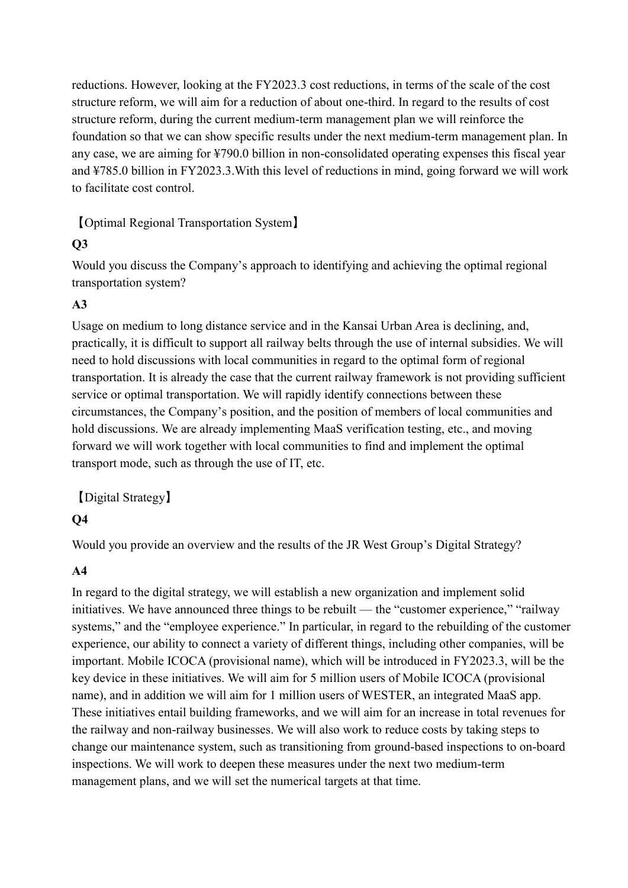reductions. However, looking at the FY2023.3 cost reductions, in terms of the scale of the cost structure reform, we will aim for a reduction of about one-third. In regard to the results of cost structure reform, during the current medium-term management plan we will reinforce the foundation so that we can show specific results under the next medium-term management plan. In any case, we are aiming for ¥790.0 billion in non-consolidated operating expenses this fiscal year and ¥785.0 billion in FY2023.3.With this level of reductions in mind, going forward we will work to facilitate cost control.

【Optimal Regional Transportation System】

**Q3**

Would you discuss the Company's approach to identifying and achieving the optimal regional transportation system?

**A3**

Usage on medium to long distance service and in the Kansai Urban Area is declining, and, practically, it is difficult to support all railway belts through the use of internal subsidies. We will need to hold discussions with local communities in regard to the optimal form of regional transportation. It is already the case that the current railway framework is not providing sufficient service or optimal transportation. We will rapidly identify connections between these circumstances, the Company's position, and the position of members of local communities and hold discussions. We are already implementing MaaS verification testing, etc., and moving forward we will work together with local communities to find and implement the optimal transport mode, such as through the use of IT, etc.

【Digital Strategy】

**Q4**

Would you provide an overview and the results of the JR West Group's Digital Strategy?

**A4**

In regard to the digital strategy, we will establish a new organization and implement solid initiatives. We have announced three things to be rebuilt — the "customer experience," "railway systems," and the "employee experience." In particular, in regard to the rebuilding of the customer experience, our ability to connect a variety of different things, including other companies, will be important. Mobile ICOCA (provisional name), which will be introduced in FY2023.3, will be the key device in these initiatives. We will aim for 5 million users of Mobile ICOCA (provisional name), and in addition we will aim for 1 million users of WESTER, an integrated MaaS app. These initiatives entail building frameworks, and we will aim for an increase in total revenues for the railway and non-railway businesses. We will also work to reduce costs by taking steps to change our maintenance system, such as transitioning from ground-based inspections to on-board inspections. We will work to deepen these measures under the next two medium-term management plans, and we will set the numerical targets at that time.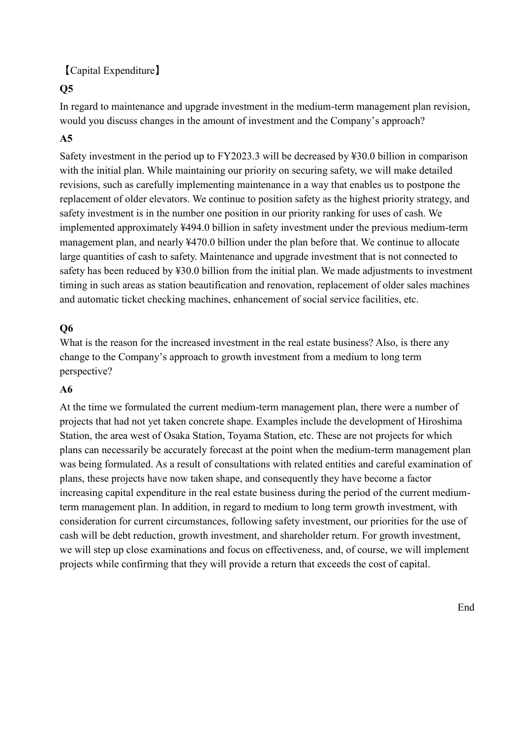【Capital Expenditure】

**Q5**

In regard to maintenance and upgrade investment in the medium-term management plan revision, would you discuss changes in the amount of investment and the Company's approach?

**A5**

Safety investment in the period up to FY2023.3 will be decreased by ¥30.0 billion in comparison with the initial plan. While maintaining our priority on securing safety, we will make detailed revisions, such as carefully implementing maintenance in a way that enables us to postpone the replacement of older elevators. We continue to position safety as the highest priority strategy, and safety investment is in the number one position in our priority ranking for uses of cash. We implemented approximately ¥494.0 billion in safety investment under the previous medium-term management plan, and nearly ¥470.0 billion under the plan before that. We continue to allocate large quantities of cash to safety. Maintenance and upgrade investment that is not connected to safety has been reduced by ¥30.0 billion from the initial plan. We made adjustments to investment timing in such areas as station beautification and renovation, replacement of older sales machines and automatic ticket checking machines, enhancement of social service facilities, etc.

**Q6**

What is the reason for the increased investment in the real estate business? Also, is there any change to the Company's approach to growth investment from a medium to long term perspective?

**A6**

At the time we formulated the current medium-term management plan, there were a number of projects that had not yet taken concrete shape. Examples include the development of Hiroshima Station, the area west of Osaka Station, Toyama Station, etc. These are not projects for which plans can necessarily be accurately forecast at the point when the medium-term management plan was being formulated. As a result of consultations with related entities and careful examination of plans, these projects have now taken shape, and consequently they have become a factor increasing capital expenditure in the real estate business during the period of the current medium-term management plan. In addition, in regard to medium to long term growth investment, with consideration for current circumstances, following safety investment, our priorities for the use of cash will be debt reduction, growth investment, and shareholder return. For growth investment, we will step up close examinations and focus on effectiveness, and, of course, we will implement projects while confirming that they will provide a return that exceeds the cost of capital.

End